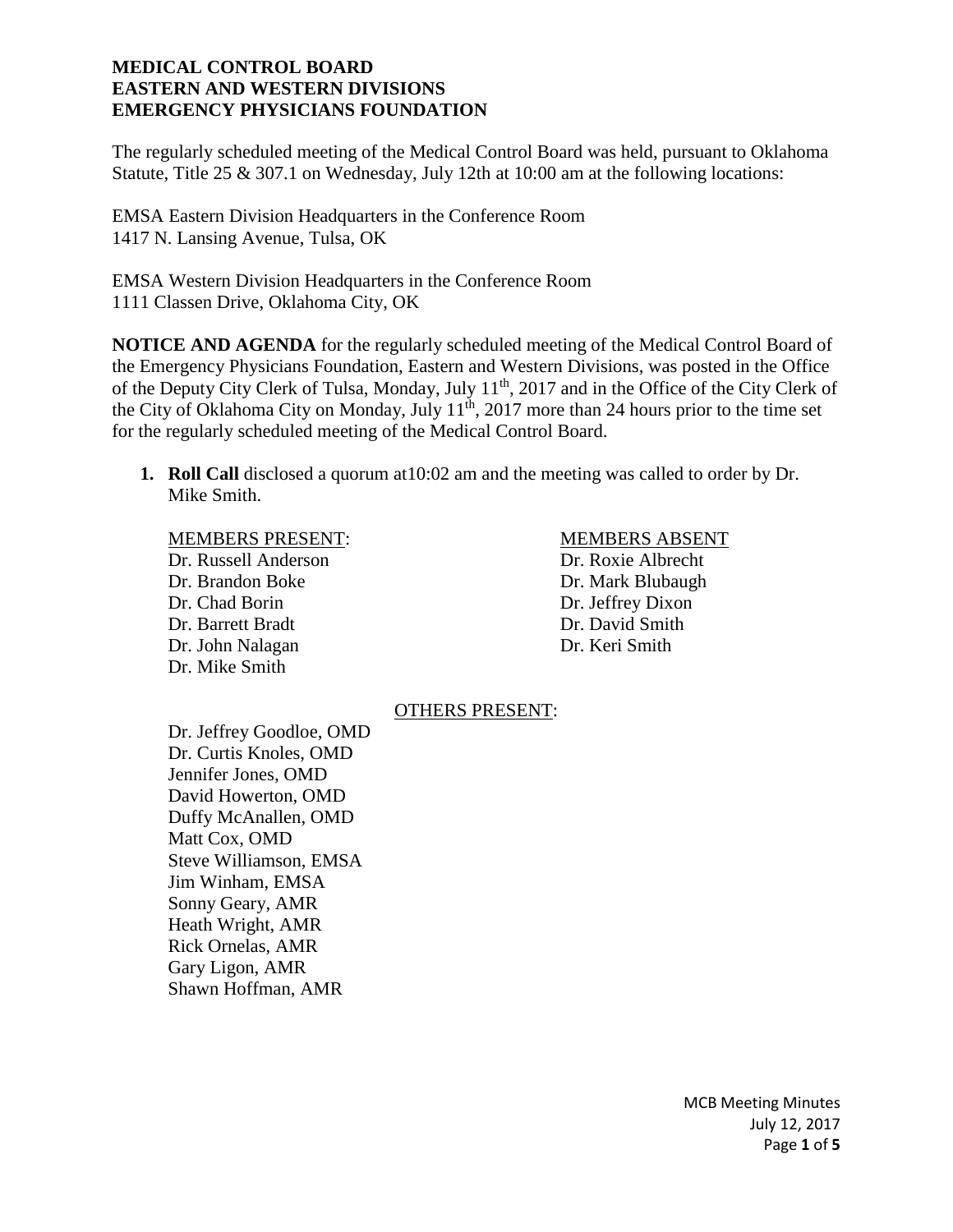**MEDICAL CONTROL BOARD**
**EASTERN AND WESTERN DIVISIONS**
**EMERGENCY PHYSICIANS FOUNDATION**

The regularly scheduled meeting of the Medical Control Board was held, pursuant to Oklahoma Statute, Title 25 & 307.1 on Wednesday, July 12th at 10:00 am at the following locations:

EMSA Eastern Division Headquarters in the Conference Room
1417 N. Lansing Avenue, Tulsa, OK

EMSA Western Division Headquarters in the Conference Room
1111 Classen Drive, Oklahoma City, OK

**NOTICE AND AGENDA** for the regularly scheduled meeting of the Medical Control Board of the Emergency Physicians Foundation, Eastern and Western Divisions, was posted in the Office of the Deputy City Clerk of Tulsa, Monday, July 11th, 2017 and in the Office of the City Clerk of the City of Oklahoma City on Monday, July 11th, 2017 more than 24 hours prior to the time set for the regularly scheduled meeting of the Medical Control Board.

1. **Roll Call** disclosed a quorum at10:02 am and the meeting was called to order by Dr. Mike Smith.

   MEMBERS PRESENT:
   Dr. Russell Anderson
   Dr. Brandon Boke
   Dr. Chad Borin
   Dr. Barrett Bradt
   Dr. John Nalagan
   Dr. Mike Smith

   MEMBERS ABSENT
   Dr. Roxie Albrecht
   Dr. Mark Blubaugh
   Dr. Jeffrey Dixon
   Dr. David Smith
   Dr. Keri Smith

   OTHERS PRESENT:
   Dr. Jeffrey Goodloe, OMD
   Dr. Curtis Knoles, OMD
   Jennifer Jones, OMD
   David Howerton, OMD
   Duffy McAnallen, OMD
   Matt Cox, OMD
   Steve Williamson, EMSA
   Jim Winham, EMSA
   Sonny Geary, AMR
   Heath Wright, AMR
   Rick Ornelas, AMR
   Gary Ligon, AMR
   Shawn Hoffman, AMR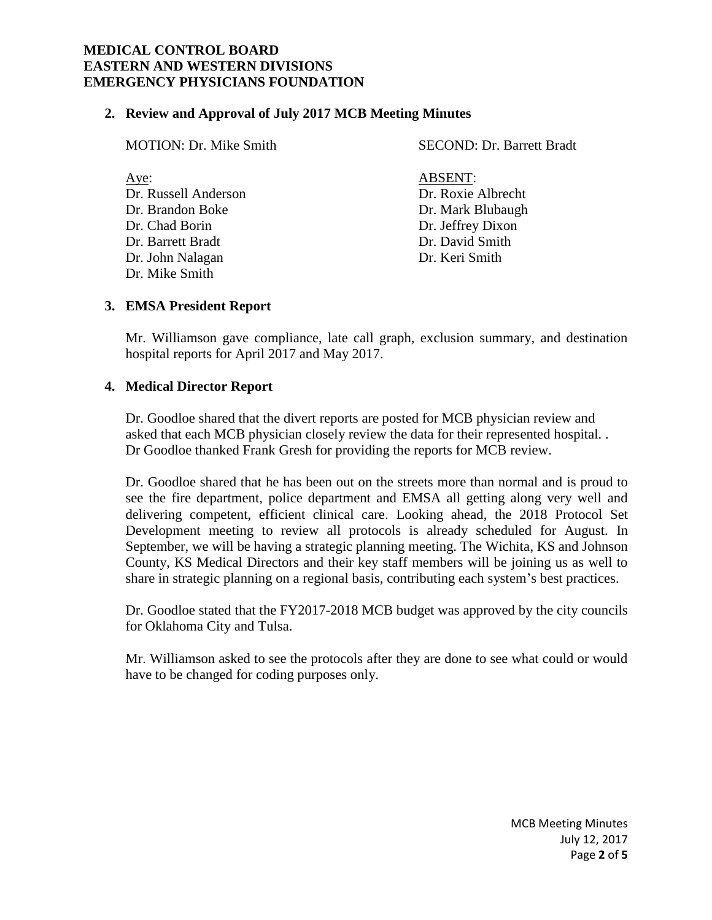## 2. Review and Approval of July 2017 MCB Meeting Minutes

MOTION: Dr. Mike Smith

SECOND: Dr. Barrett Bradt

| Aye: | ABSENT: |
|---|---|
| Dr. Russell Anderson | Dr. Roxie Albrecht |
| Dr. Brandon Boke | Dr. Mark Blubaugh |
| Dr. Chad Borin | Dr. Jeffrey Dixon |
| Dr. Barrett Bradt | Dr. David Smith |
| Dr. John Nalagan | Dr. Keri Smith |
| Dr. Mike Smith | |

## 3. EMSA President Report

Mr. Williamson gave compliance, late call graph, exclusion summary, and destination hospital reports for April 2017 and May 2017.

## 4. Medical Director Report

Dr. Goodloe shared that the divert reports are posted for MCB physician review and asked that each MCB physician closely review the data for their represented hospital. . Dr Goodloe thanked Frank Gresh for providing the reports for MCB review.

Dr. Goodloe shared that he has been out on the streets more than normal and is proud to see the fire department, police department and EMSA all getting along very well and delivering competent, efficient clinical care. Looking ahead, the 2018 Protocol Set Development meeting to review all protocols is already scheduled for August. In September, we will be having a strategic planning meeting. The Wichita, KS and Johnson County, KS Medical Directors and their key staff members will be joining us as well to share in strategic planning on a regional basis, contributing each system's best practices.

Dr. Goodloe stated that the FY2017-2018 MCB budget was approved by the city councils for Oklahoma City and Tulsa.

Mr. Williamson asked to see the protocols after they are done to see what could or would have to be changed for coding purposes only.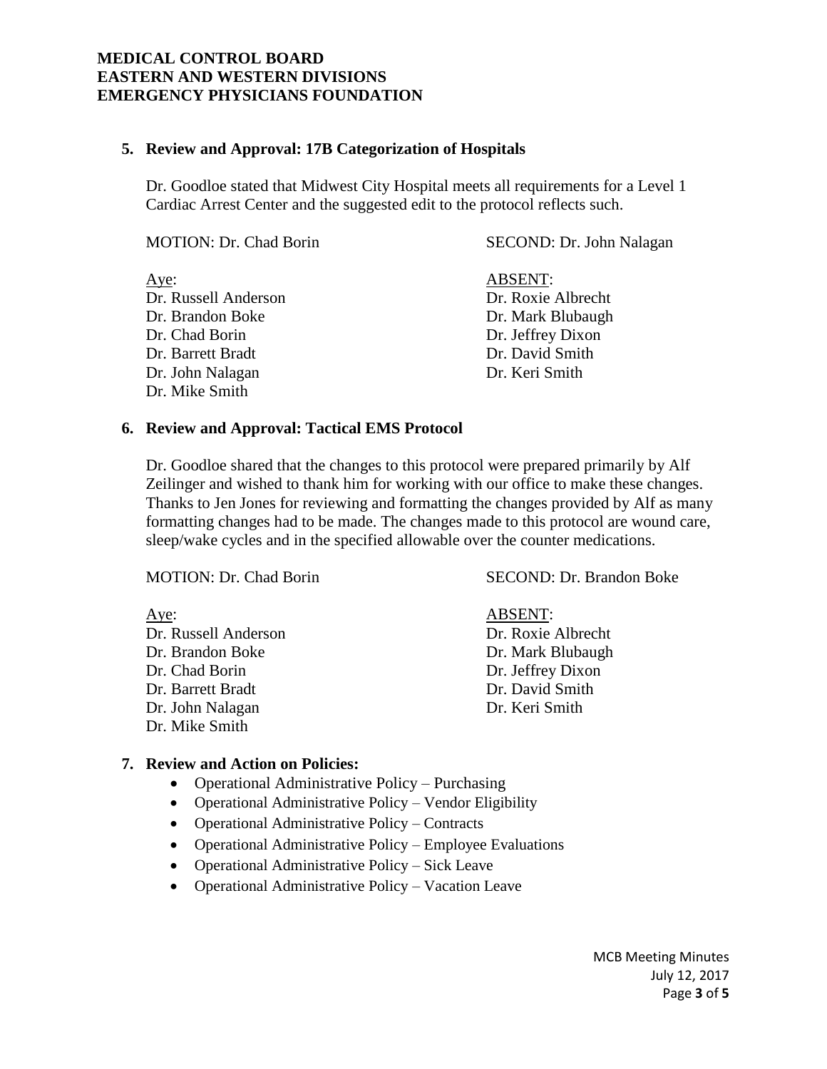**MEDICAL CONTROL BOARD**
**EASTERN AND WESTERN DIVISIONS**
**EMERGENCY PHYSICIANS FOUNDATION**

**5. Review and Approval: 17B Categorization of Hospitals**

Dr. Goodloe stated that Midwest City Hospital meets all requirements for a Level 1 Cardiac Arrest Center and the suggested edit to the protocol reflects such.

MOTION: Dr. Chad Borin  
SECOND: Dr. John Nalagan

Aye:
Dr. Russell Anderson
Dr. Brandon Boke
Dr. Chad Borin
Dr. Barrett Bradt
Dr. John Nalagan
Dr. Mike Smith

ABSENT:
Dr. Roxie Albrecht
Dr. Mark Blubaugh
Dr. Jeffrey Dixon
Dr. David Smith
Dr. Keri Smith

**6. Review and Approval: Tactical EMS Protocol**

Dr. Goodloe shared that the changes to this protocol were prepared primarily by Alf Zeilinger and wished to thank him for working with our office to make these changes. Thanks to Jen Jones for reviewing and formatting the changes provided by Alf as many formatting changes had to be made. The changes made to this protocol are wound care, sleep/wake cycles and in the specified allowable over the counter medications.

MOTION: Dr. Chad Borin  
SECOND: Dr. Brandon Boke

Aye:
Dr. Russell Anderson
Dr. Brandon Boke
Dr. Chad Borin
Dr. Barrett Bradt
Dr. John Nalagan
Dr. Mike Smith

ABSENT:
Dr. Roxie Albrecht
Dr. Mark Blubaugh
Dr. Jeffrey Dixon
Dr. David Smith
Dr. Keri Smith

**7. Review and Action on Policies:**

- Operational Administrative Policy – Purchasing
- Operational Administrative Policy – Vendor Eligibility
- Operational Administrative Policy – Contracts
- Operational Administrative Policy – Employee Evaluations
- Operational Administrative Policy – Sick Leave
- Operational Administrative Policy – Vacation Leave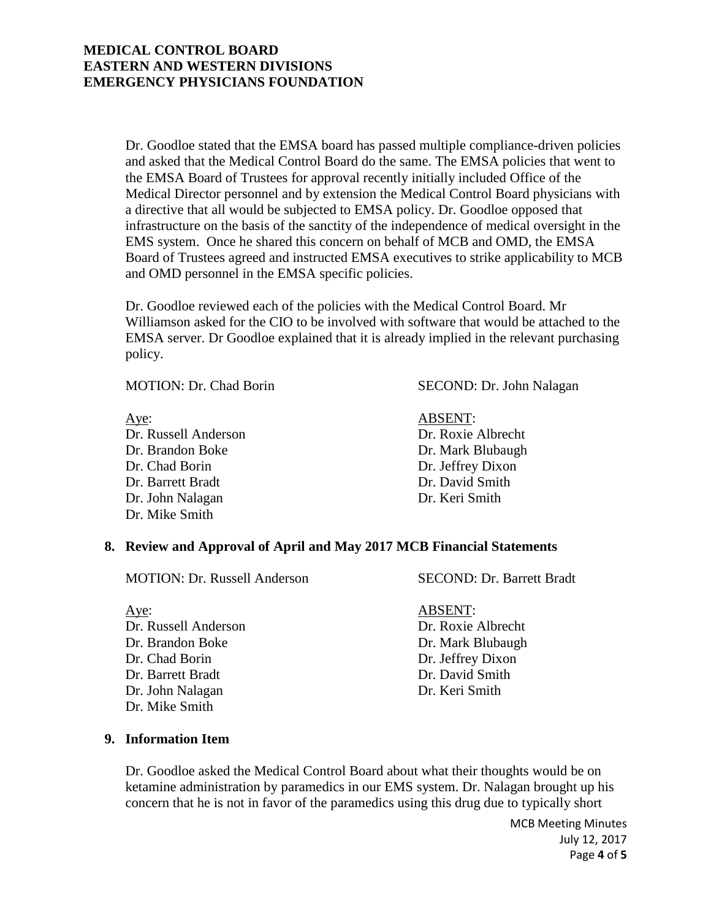Dr. Goodloe stated that the EMSA board has passed multiple compliance-driven policies and asked that the Medical Control Board do the same. The EMSA policies that went to the EMSA Board of Trustees for approval recently initially included Office of the Medical Director personnel and by extension the Medical Control Board physicians with a directive that all would be subjected to EMSA policy. Dr. Goodloe opposed that infrastructure on the basis of the sanctity of the independence of medical oversight in the EMS system. Once he shared this concern on behalf of MCB and OMD, the EMSA Board of Trustees agreed and instructed EMSA executives to strike applicability to MCB and OMD personnel in the EMSA specific policies.

Dr. Goodloe reviewed each of the policies with the Medical Control Board. Mr Williamson asked for the CIO to be involved with software that would be attached to the EMSA server. Dr Goodloe explained that it is already implied in the relevant purchasing policy.

MOTION: Dr. Chad Borin SECOND: Dr. John Nalagan

| Aye: | ABSENT: |
|---|---|
| Dr. Russell Anderson | Dr. Roxie Albrecht |
| Dr. Brandon Boke | Dr. Mark Blubaugh |
| Dr. Chad Borin | Dr. Jeffrey Dixon |
| Dr. Barrett Bradt | Dr. David Smith |
| Dr. John Nalagan | Dr. Keri Smith |
| Dr. Mike Smith | |

## 8. Review and Approval of April and May 2017 MCB Financial Statements

MOTION: Dr. Russell Anderson SECOND: Dr. Barrett Bradt

| Aye: | ABSENT: |
|---|---|
| Dr. Russell Anderson | Dr. Roxie Albrecht |
| Dr. Brandon Boke | Dr. Mark Blubaugh |
| Dr. Chad Borin | Dr. Jeffrey Dixon |
| Dr. Barrett Bradt | Dr. David Smith |
| Dr. John Nalagan | Dr. Keri Smith |
| Dr. Mike Smith | |

## 9. Information Item

Dr. Goodloe asked the Medical Control Board about what their thoughts would be on ketamine administration by paramedics in our EMS system. Dr. Nalagan brought up his concern that he is not in favor of the paramedics using this drug due to typically short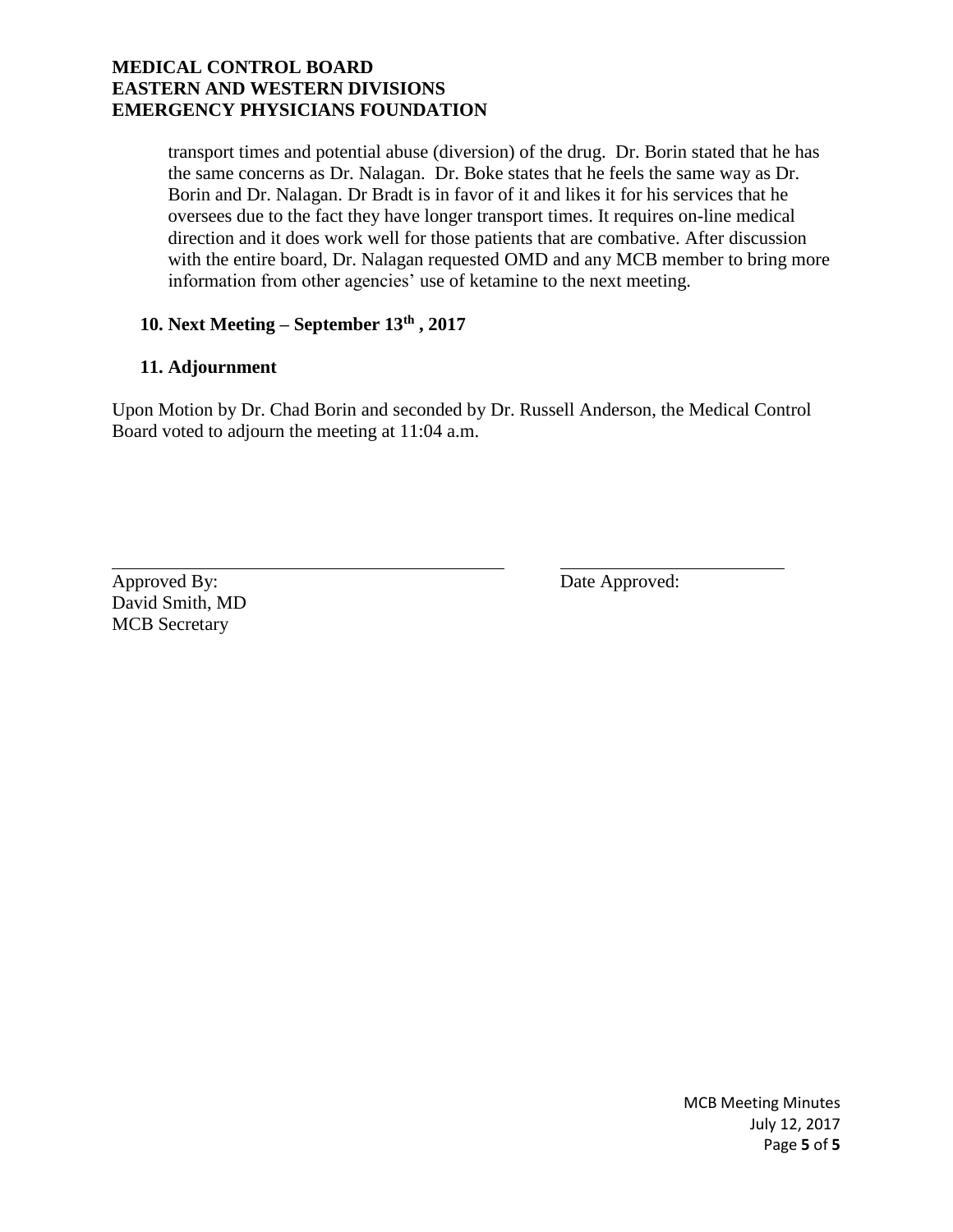transport times and potential abuse (diversion) of the drug. Dr. Borin stated that he has the same concerns as Dr. Nalagan. Dr. Boke states that he feels the same way as Dr. Borin and Dr. Nalagan. Dr Bradt is in favor of it and likes it for his services that he oversees due to the fact they have longer transport times. It requires on-line medical direction and it does work well for those patients that are combative. After discussion with the entire board, Dr. Nalagan requested OMD and any MCB member to bring more information from other agencies' use of ketamine to the next meeting.

**10. Next Meeting – September 13th , 2017**

**11. Adjournment**

Upon Motion by Dr. Chad Borin and seconded by Dr. Russell Anderson, the Medical Control Board voted to adjourn the meeting at 11:04 a.m.

Approved By:
David Smith, MD
MCB Secretary

Date Approved: